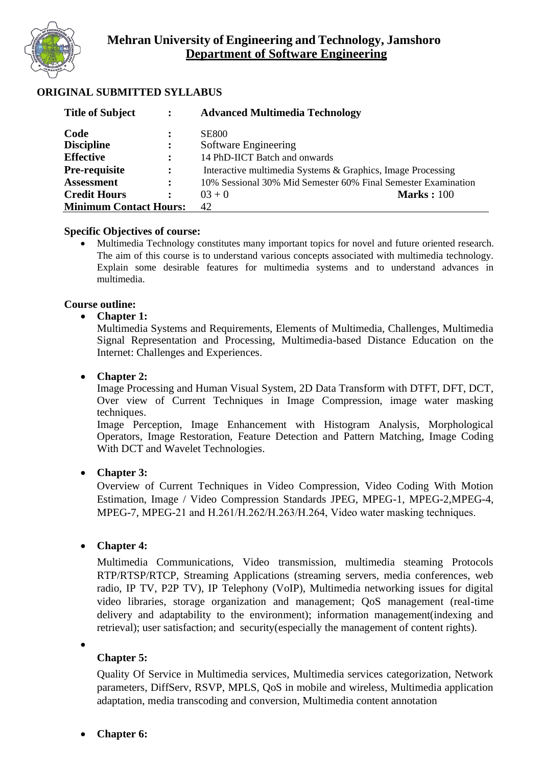# Mehran University of Engineering and Technology, Jamshoro

## Department of Software Engineering

**ORIGINAL SUBMITTED SYLLABUS**

| | | |
|---|---|---|
| **Title of Subject** | **:** | **Advanced Multimedia Technology** |
| **Code** | **:** | SE800 |
| **Discipline** | **:** | Software Engineering |
| **Effective** | **:** | 14 PhD-IICT Batch and onwards |
| **Pre-requisite** | **:** | Interactive multimedia Systems & Graphics, Image Processing |
| **Assessment** | **:** | 10% Sessional 30% Mid Semester 60% Final Semester Examination |
| **Credit Hours** | **:** | 03 + 0 **Marks :** 100 |
| **Minimum Contact Hours:** | | 42 |

**Specific Objectives of course:**

- Multimedia Technology constitutes many important topics for novel and future oriented research. The aim of this course is to understand various concepts associated with multimedia technology. Explain some desirable features for multimedia systems and to understand advances in multimedia.

**Course outline:**

- **Chapter 1:**
  Multimedia Systems and Requirements, Elements of Multimedia, Challenges, Multimedia Signal Representation and Processing, Multimedia-based Distance Education on the Internet: Challenges and Experiences.

- **Chapter 2:**
  Image Processing and Human Visual System, 2D Data Transform with DTFT, DFT, DCT, Over view of Current Techniques in Image Compression, image water masking techniques.
  Image Perception, Image Enhancement with Histogram Analysis, Morphological Operators, Image Restoration, Feature Detection and Pattern Matching, Image Coding With DCT and Wavelet Technologies.

- **Chapter 3:**
  Overview of Current Techniques in Video Compression, Video Coding With Motion Estimation, Image / Video Compression Standards JPEG, MPEG-1, MPEG-2,MPEG-4, MPEG-7, MPEG-21 and H.261/H.262/H.263/H.264, Video water masking techniques.

- **Chapter 4:**
  Multimedia Communications, Video transmission, multimedia steaming Protocols RTP/RTSP/RTCP, Streaming Applications (streaming servers, media conferences, web radio, IP TV, P2P TV), IP Telephony (VoIP), Multimedia networking issues for digital video libraries, storage organization and management; QoS management (real-time delivery and adaptability to the environment); information management(indexing and retrieval); user satisfaction; and security(especially the management of content rights).

- **Chapter 5:**
  Quality Of Service in Multimedia services, Multimedia services categorization, Network parameters, DiffServ, RSVP, MPLS, QoS in mobile and wireless, Multimedia application adaptation, media transcoding and conversion, Multimedia content annotation

- **Chapter 6:**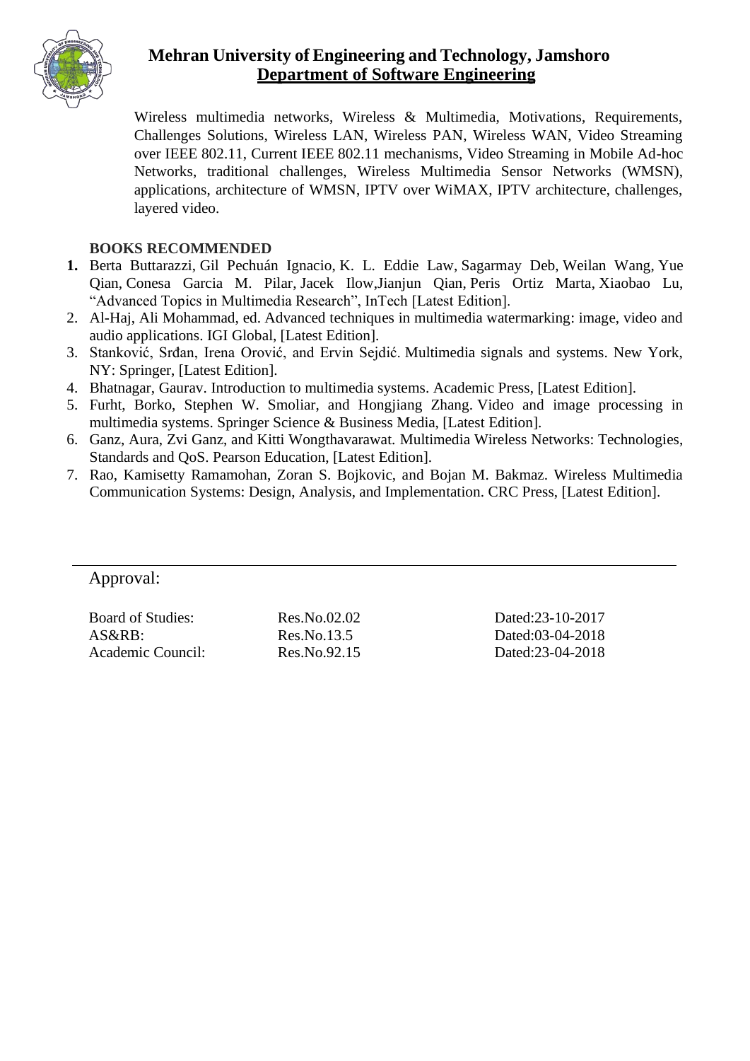Wireless multimedia networks, Wireless & Multimedia, Motivations, Requirements, Challenges Solutions, Wireless LAN, Wireless PAN, Wireless WAN, Video Streaming over IEEE 802.11, Current IEEE 802.11 mechanisms, Video Streaming in Mobile Ad-hoc Networks, traditional challenges, Wireless Multimedia Sensor Networks (WMSN), applications, architecture of WMSN, IPTV over WiMAX, IPTV architecture, challenges, layered video.

**BOOKS RECOMMENDED**

1. Berta Buttarazzi, Gil Pechuán Ignacio, K. L. Eddie Law, Sagarmay Deb, Weilan Wang, Yue Qian, Conesa Garcia M. Pilar, Jacek Ilow,Jianjun Qian, Peris Ortiz Marta, Xiaobao Lu, "Advanced Topics in Multimedia Research", InTech [Latest Edition].
2. Al-Haj, Ali Mohammad, ed. Advanced techniques in multimedia watermarking: image, video and audio applications. IGI Global, [Latest Edition].
3. Stanković, Srđan, Irena Orović, and Ervin Sejdić. Multimedia signals and systems. New York, NY: Springer, [Latest Edition].
4. Bhatnagar, Gaurav. Introduction to multimedia systems. Academic Press, [Latest Edition].
5. Furht, Borko, Stephen W. Smoliar, and Hongjiang Zhang. Video and image processing in multimedia systems. Springer Science & Business Media, [Latest Edition].
6. Ganz, Aura, Zvi Ganz, and Kitti Wongthavarawat. Multimedia Wireless Networks: Technologies, Standards and QoS. Pearson Education, [Latest Edition].
7. Rao, Kamisetty Ramamohan, Zoran S. Bojkovic, and Bojan M. Bakmaz. Wireless Multimedia Communication Systems: Design, Analysis, and Implementation. CRC Press, [Latest Edition].

---

Approval:

| | | |
|---|---|---|
| Board of Studies: | Res.No.02.02 | Dated:23-10-2017 |
| AS&RB: | Res.No.13.5 | Dated:03-04-2018 |
| Academic Council: | Res.No.92.15 | Dated:23-04-2018 |